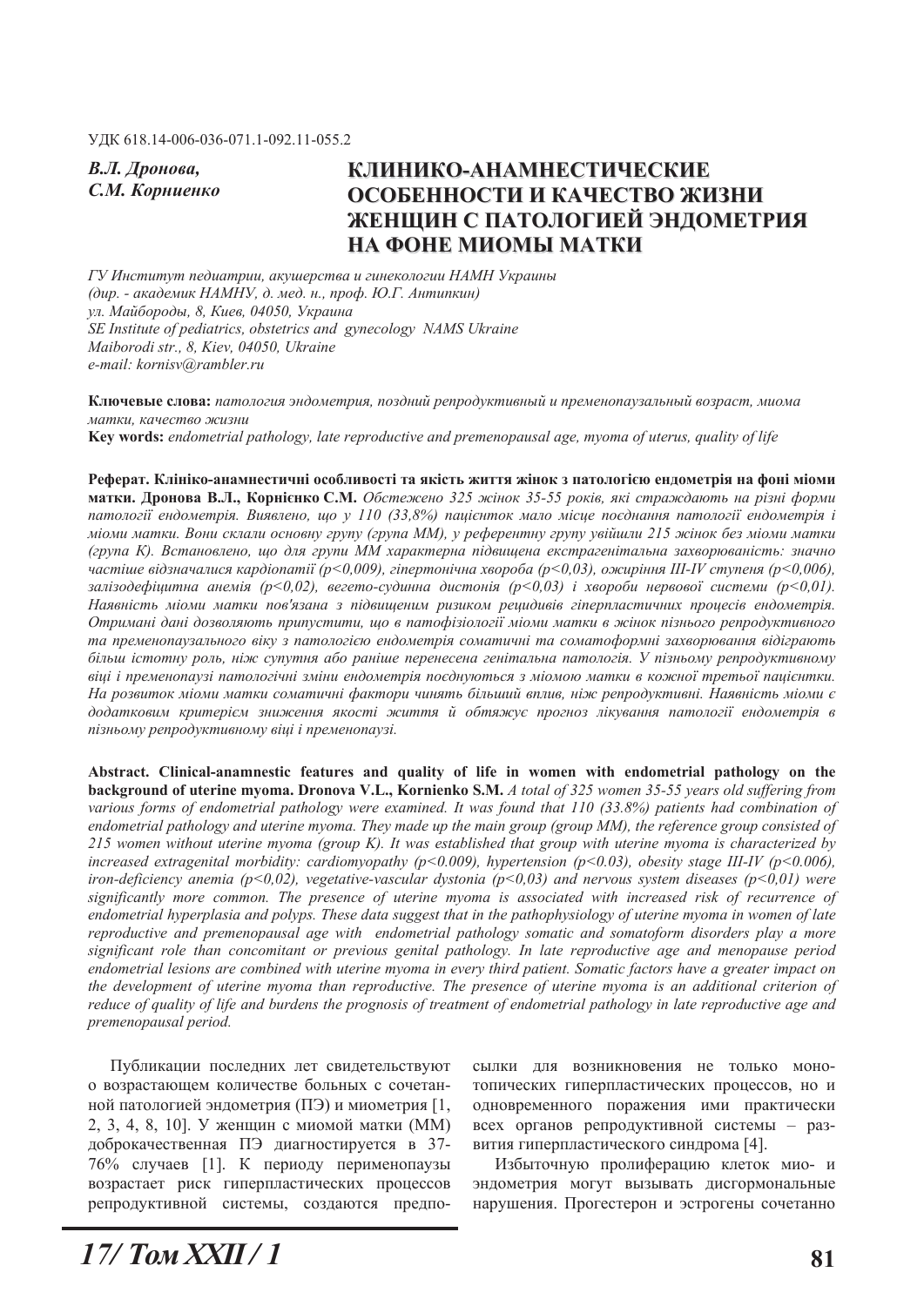УДК 618.14-006-036-071.1-092.11-055.2

***В.Л. Дронова,***
***С.М. Корниенко***

# КЛИНИКО-АНАМНЕСТИЧЕСКИЕ ОСОБЕННОСТИ И КАЧЕСТВО ЖИЗНИ ЖЕНЩИН С ПАТОЛОГИЕЙ ЭНДОМЕТРИЯ НА ФОНЕ МИОМЫ МАТКИ

*ГУ Институт педиатрии, акушерства и гинекологии НАМН Украины*
*(дир. - академик НАМНУ, д. мед. н., проф. Ю.Г. Антипкин)*
*ул. Майбороды, 8, Киев, 04050, Украина*
*SE Institute of pediatrics, obstetrics and gynecology NAMS Ukraine*
*Maiborodi str., 8, Kiev, 04050, Ukraine*
*e-mail: kornisv@rambler.ru*

**Ключевые слова:** *патология эндометрия, поздний репродуктивный и пременопаузальный возраст, миома матки, качество жизни*
**Key words:** *endometrial pathology, late reproductive and premenopausal age, myoma of uterus, quality of life*

**Реферат. Клініко-анамнестичні особливості та якість життя жінок з патологією ендометрія на фоні міоми матки. Дронова В.Л., Корнієнко С.М.** *Обстежено 325 жінок 35-55 років, які страждають на різні форми патології ендометрія. Виявлено, що у 110 (33,8%) пацієнток мало місце поєднання патології ендометрія і міоми матки. Вони склали основну групу (група ММ), у референтну групу увійшли 215 жінок без міоми матки (група К). Встановлено, що для групи ММ характерна підвищена екстрагенітальна захворюваність: значно частіше відзначалися кардіопатії (p<0,009), гіпертонічна хвороба (p<0,03), ожиріння III-IV ступеня (p<0,006), залізодефіцитна анемія (p<0,02), вегето-судинна дистонія (p<0,03) і хвороби нервової системи (p<0,01). Наявність міоми матки пов'язана з підвищеним ризиком рецидивів гіперпластичних процесів ендометрія. Отримані дані дозволяють припустити, що в патофізіології міоми матки в жінок пізнього репродуктивного та пременопаузального віку з патологією ендометрія соматичні та соматоформні захворювання відіграють більш істотну роль, ніж супутня або раніше перенесена генітальна патологія. У пізньому репродуктивному віці і пременопаузі патологічні зміни ендометрія поєднуються з міомою матки в кожної третьої пацієнтки. На розвиток міоми матки соматичні фактори чинять більший вплив, ніж репродуктивні. Наявність міоми є додатковим критерієм зниження якості життя й обтяжує прогноз лікування патології ендометрія в пізньому репродуктивному віці і пременопаузі.*

**Abstract. Clinical-anamnestic features and quality of life in women with endometrial pathology on the background of uterine myoma. Dronova V.L., Kornienko S.M.** *A total of 325 women 35-55 years old suffering from various forms of endometrial pathology were examined. It was found that 110 (33.8%) patients had combination of endometrial pathology and uterine myoma. They made up the main group (group MM), the reference group consisted of 215 women without uterine myoma (group K). It was established that group with uterine myoma is characterized by increased extragenital morbidity: cardiomyopathy (p<0.009), hypertension (p<0.03), obesity stage III-IV (p<0.006), iron-deficiency anemia (p<0,02), vegetative-vascular dystonia (p<0,03) and nervous system diseases (p<0,01) were significantly more common. The presence of uterine myoma is associated with increased risk of recurrence of endometrial hyperplasia and polyps. These data suggest that in the pathophysiology of uterine myoma in women of late reproductive and premenopausal age with endometrial pathology somatic and somatoform disorders play a more significant role than concomitant or previous genital pathology. In late reproductive age and menopause period endometrial lesions are combined with uterine myoma in every third patient. Somatic factors have a greater impact on the development of uterine myoma than reproductive. The presence of uterine myoma is an additional criterion of reduce of quality of life and burdens the prognosis of treatment of endometrial pathology in late reproductive age and premenopausal period.*

Публикации последних лет свидетельствуют о возрастающем количестве больных с сочетанной патологией эндометрия (ПЭ) и миометрия [1, 2, 3, 4, 8, 10]. У женщин с миомой матки (ММ) доброкачественная ПЭ диагностируется в 37-76% случаев [1]. К периоду перименопаузы возрастает риск гиперпластических процессов репродуктивной системы, создаются предпосылки для возникновения не только монотопических гиперпластических процессов, но и одновременного поражения ими практически всех органов репродуктивной системы – развития гиперпластического синдрома [4].

Избыточную пролиферацию клеток мио- и эндометрия могут вызывать дисгормональные нарушения. Прогестерон и эстрогены сочетанно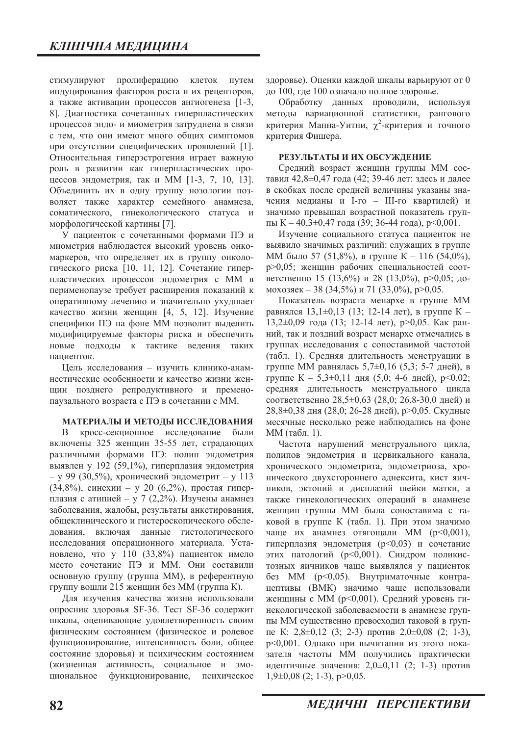стимулируют пролиферацию клеток путем индуцирования факторов роста и их рецепторов, а также активации процессов ангиогенеза [1-3, 8]. Диагностика сочетанных гиперпластических процессов эндо- и миометрия затруднена в связи с тем, что они имеют много общих симптомов при отсутствии специфических проявлений [1]. Относительная гиперэстрогения играет важную роль в развитии как гиперпластических процессов эндометрия, так и ММ [1-3, 7, 10, 13]. Объединить их в одну группу нозологии позволяет также характер семейного анамнеза, соматического, гинекологического статуса и морфологической картины [7].

У пациенток с сочетанными формами ПЭ и миометрия наблюдается высокий уровень онкомаркеров, что определяет их в группу онкологического риска [10, 11, 12]. Сочетание гиперпластических процессов эндометрия с ММ в перименопаузе требует расширения показаний к оперативному лечению и значительно ухудшает качество жизни женщин [4, 5, 12]. Изучение специфики ПЭ на фоне ММ позволит выделить модифицируемые факторы риска и обеспечить новые подходы к тактике ведения таких пациенток.

Цель исследования – изучить клинико-анамнестические особенности и качество жизни женщин позднего репродуктивного и пременопаузального возраста с ПЭ в сочетании с ММ.

## МАТЕРИАЛЫ И МЕТОДЫ ИССЛЕДОВАНИЯ

В кросс-секционное исследование были включены 325 женщин 35-55 лет, страдающих различными формами ПЭ: полип эндометрия выявлен у 192 (59,1%), гиперплазия эндометрия – у 99 (30,5%), хронический эндометрит – у 113 (34,8%), синехии – у 20 (6,2%), простая гиперплазия с атипией – у 7 (2,2%). Изучены анамнез заболевания, жалобы, результаты анкетирования, общеклинического и гистероскопического обследования, включая данные гистологического исследования операционного материала. Установлено, что у 110 (33,8%) пациенток имело место сочетание ПЭ и ММ. Они составили основную группу (группа ММ), в референтную группу вошли 215 женщин без ММ (группа К).

Для изучения качества жизни использовали опросник здоровья SF-36. Тест SF-36 содержит шкалы, оценивающие удовлетворенность своим физическим состоянием (физическое и ролевое функционирование, интенсивность боли, общее состояние здоровья) и психическим состоянием (жизненная активность, социальное и эмоциональное функционирование, психическое здоровье). Оценки каждой шкалы варьируют от 0 до 100, где 100 означало полное здоровье.

Обработку данных проводили, используя методы вариационной статистики, рангового критерия Манна-Уитни, $\chi^2$-критерия и точного критерия Фишера.

## РЕЗУЛЬТАТЫ И ИХ ОБСУЖДЕНИЕ

Средний возраст женщин группы ММ составил 42,8±0,47 года (42; 39-46 лет: здесь и далее в скобках после средней величины указаны значения медианы и I-го – III-го квартилей) и значимо превышал возрастной показатель группы К – 40,3±0,47 года (39; 36-44 года), p<0,001.

Изучение социального статуса пациенток не выявило значимых различий: служащих в группе ММ было 57 (51,8%), в группе К – 116 (54,0%), p>0,05; женщин рабочих специальностей соответственно 15 (13,6%) и 28 (13,0%), p>0,05; домохозяек – 38 (34,5%) и 71 (33,0%), p>0,05.

Показатель возраста менархе в группе ММ равнялся 13,1±0,13 (13; 12-14 лет), в группе К – 13,2±0,09 года (13; 12-14 лет), p>0,05. Как ранний, так и поздний возраст менархе отмечались в группах исследования с сопоставимой частотой (табл. 1). Средняя длительность менструации в группе ММ равнялась 5,7±0,16 (5,3; 5-7 дней), в группе К – 5,3±0,11 дня (5,0; 4-6 дней), p<0,02; средняя длительность менструального цикла соответственно 28,5±0,63 (28,0; 26,8-30,0 дней) и 28,8±0,38 дня (28,0; 26-28 дней), p>0,05. Скудные месячные несколько реже наблюдались на фоне ММ (табл. 1).

Частота нарушений менструального цикла, полипов эндометрия и цервикального канала, хронического эндометрита, эндометриоза, хронического двухстороннего аднексита, кист яичников, эктопий и дисплазий шейки матки, а также гинекологических операций в анамнезе женщин группы ММ была сопоставима с таковой в группе К (табл. 1). При этом значимо чаще их анамнез отягощали ММ (p<0,001), гиперплазия эндометрия (p<0,03) и сочетание этих патологий (p<0,001). Синдром поликистозных яичников чаще выявлялся у пациенток без ММ (p<0,05). Внутриматочные контрацептивы (ВМК) значимо чаще использовали женщины с ММ (p<0,001). Средний уровень гинекологической заболеваемости в анамнезе группы ММ существенно превосходил таковой в группе К: 2,8±0,12 (3; 2-3) против 2,0±0,08 (2; 1-3), p<0,001. Однако при вычитании из этого показателя частоты ММ получились практически идентичные значения: 2,0±0,11 (2; 1-3) против 1,9±0,08 (2; 1-3), p>0,05.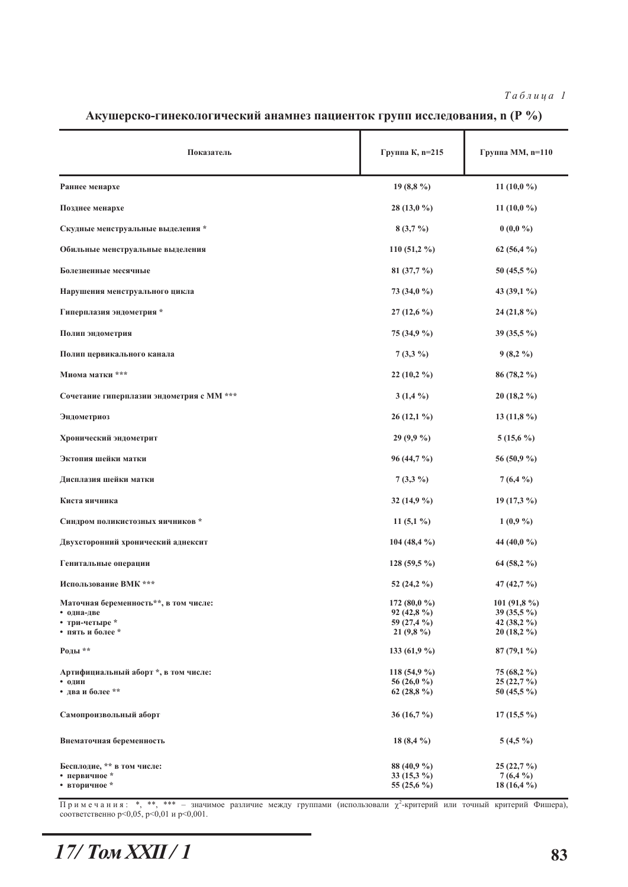*Таблица 1*

**Акушерско-гинекологический анамнез пациенток групп исследования, n (P %)**

| Показатель | Группа К, n=215 | Группа ММ, n=110 |
|---|---|---|
| Раннее менархе | 19 (8,8 %) | 11 (10,0 %) |
| Позднее менархе | 28 (13,0 %) | 11 (10,0 %) |
| Скудные менструальные выделения * | 8 (3,7 %) | 0 (0,0 %) |
| Обильные менструальные выделения | 110 (51,2 %) | 62 (56,4 %) |
| Болезненные месячные | 81 (37,7 %) | 50 (45,5 %) |
| Нарушения менструального цикла | 73 (34,0 %) | 43 (39,1 %) |
| Гиперплазия эндометрия * | 27 (12,6 %) | 24 (21,8 %) |
| Полип эндометрия | 75 (34,9 %) | 39 (35,5 %) |
| Полип цервикального канала | 7 (3,3 %) | 9 (8,2 %) |
| Миома матки *** | 22 (10,2 %) | 86 (78,2 %) |
| Сочетание гиперплазии эндометрия с ММ *** | 3 (1,4 %) | 20 (18,2 %) |
| Эндометриоз | 26 (12,1 %) | 13 (11,8 %) |
| Хронический эндометрит | 29 (9,9 %) | 5 (15,6 %) |
| Эктопия шейки матки | 96 (44,7 %) | 56 (50,9 %) |
| Дисплазия шейки матки | 7 (3,3 %) | 7 (6,4 %) |
| Киста яичника | 32 (14,9 %) | 19 (17,3 %) |
| Синдром поликистозных яичников * | 11 (5,1 %) | 1 (0,9 %) |
| Двухсторонний хронический аднексит | 104 (48,4 %) | 44 (40,0 %) |
| Генитальные операции | 128 (59,5 %) | 64 (58,2 %) |
| Использование ВМК *** | 52 (24,2 %) | 47 (42,7 %) |
| Маточная беременность**, в том числе: | 172 (80,0 %) | 101 (91,8 %) |
| • одна-две | 92 (42,8 %) | 39 (35,5 %) |
| • три-четыре * | 59 (27,4 %) | 42 (38,2 %) |
| • пять и более * | 21 (9,8 %) | 20 (18,2 %) |
| Роды ** | 133 (61,9 %) | 87 (79,1 %) |
| Артифициальный аборт *, в том числе: | 118 (54,9 %) | 75 (68,2 %) |
| • один | 56 (26,0 %) | 25 (22,7 %) |
| • два и более ** | 62 (28,8 %) | 50 (45,5 %) |
| Самопроизвольный аборт | 36 (16,7 %) | 17 (15,5 %) |
| Внематочная беременность | 18 (8,4 %) | 5 (4,5 %) |
| Бесплодие, ** в том числе: | 88 (40,9 %) | 25 (22,7 %) |
| • первичное * | 33 (15,3 %) | 7 (6,4 %) |
| • вторичное * | 55 (25,6 %) | 18 (16,4 %) |

Примечания: *, **, *** – значимое различие между группами (использовали $\chi^2$-критерий или точный критерий Фишера), соответственно $p<0{,}05$, $p<0{,}01$ и $p<0{,}001$.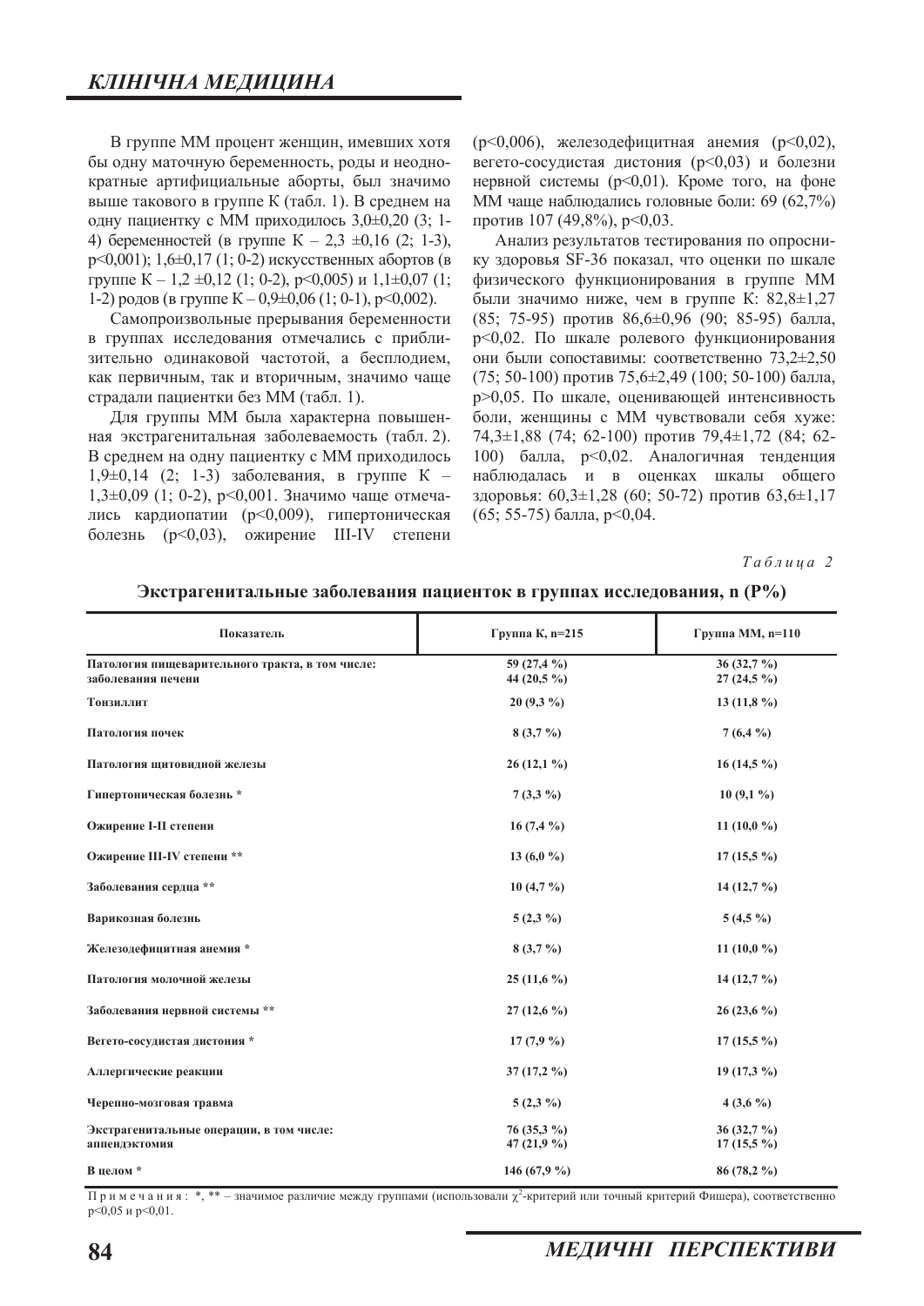В группе ММ процент женщин, имевших хотя бы одну маточную беременность, роды и неоднократные артифициальные аборты, был значимо выше такового в группе К (табл. 1). В среднем на одну пациентку с ММ приходилось 3,0±0,20 (3; 1-4) беременностей (в группе К – 2,3 ±0,16 (2; 1-3), p<0,001); 1,6±0,17 (1; 0-2) искусственных абортов (в группе К – 1,2 ±0,12 (1; 0-2), p<0,005) и 1,1±0,07 (1; 1-2) родов (в группе К – 0,9±0,06 (1; 0-1), p<0,002).

Самопроизвольные прерывания беременности в группах исследования отмечались с приблизительно одинаковой частотой, а бесплодием, как первичным, так и вторичным, значимо чаще страдали пациентки без ММ (табл. 1).

Для группы ММ была характерна повышенная экстрагенитальная заболеваемость (табл. 2). В среднем на одну пациентку с ММ приходилось 1,9±0,14 (2; 1-3) заболевания, в группе К – 1,3±0,09 (1; 0-2), p<0,001. Значимо чаще отмечались кардиопатии (p<0,009), гипертоническая болезнь (p<0,03), ожирение III-IV степени (p<0,006), железодефицитная анемия (p<0,02), вегето-сосудистая дистония (p<0,03) и болезни нервной системы (p<0,01). Кроме того, на фоне ММ чаще наблюдались головные боли: 69 (62,7%) против 107 (49,8%), p<0,03.

Анализ результатов тестирования по опроснику здоровья SF-36 показал, что оценки по шкале физического функционирования в группе ММ были значимо ниже, чем в группе К: 82,8±1,27 (85; 75-95) против 86,6±0,96 (90; 85-95) балла, p<0,02. По шкале ролевого функционирования они были сопоставимы: соответственно 73,2±2,50 (75; 50-100) против 75,6±2,49 (100; 50-100) балла, p>0,05. По шкале, оценивающей интенсивность боли, женщины с ММ чувствовали себя хуже: 74,3±1,88 (74; 62-100) против 79,4±1,72 (84; 62-100) балла, p<0,02. Аналогичная тенденция наблюдалась и в оценках шкалы общего здоровья: 60,3±1,28 (60; 50-72) против 63,6±1,17 (65; 55-75) балла, p<0,04.

*Таблица 2*

**Экстрагенитальные заболевания пациенток в группах исследования, n (P%)**

| Показатель | Группа К, n=215 | Группа ММ, n=110 |
|---|---|---|
| Патология пищеварительного тракта, в том числе: заболевания печени | 59 (27,4 %) 44 (20,5 %) | 36 (32,7 %) 27 (24,5 %) |
| Тонзиллит | 20 (9,3 %) | 13 (11,8 %) |
| Патология почек | 8 (3,7 %) | 7 (6,4 %) |
| Патология щитовидной железы | 26 (12,1 %) | 16 (14,5 %) |
| Гипертоническая болезнь * | 7 (3,3 %) | 10 (9,1 %) |
| Ожирение I-II степени | 16 (7,4 %) | 11 (10,0 %) |
| Ожирение III-IV степени ** | 13 (6,0 %) | 17 (15,5 %) |
| Заболевания сердца ** | 10 (4,7 %) | 14 (12,7 %) |
| Варикозная болезнь | 5 (2,3 %) | 5 (4,5 %) |
| Железодефицитная анемия * | 8 (3,7 %) | 11 (10,0 %) |
| Патология молочной железы | 25 (11,6 %) | 14 (12,7 %) |
| Заболевания нервной системы ** | 27 (12,6 %) | 26 (23,6 %) |
| Вегето-сосудистая дистония * | 17 (7,9 %) | 17 (15,5 %) |
| Аллергические реакции | 37 (17,2 %) | 19 (17,3 %) |
| Черепно-мозговая травма | 5 (2,3 %) | 4 (3,6 %) |
| Экстрагенитальные операции, в том числе: аппендэктомия | 76 (35,3 %) 47 (21,9 %) | 36 (32,7 %) 17 (15,5 %) |
| В целом * | 146 (67,9 %) | 86 (78,2 %) |

П р и м е ч а н и я : *, ** – значимое различие между группами (использовали $\chi^2$-критерий или точный критерий Фишера), соответственно p<0,05 и p<0,01.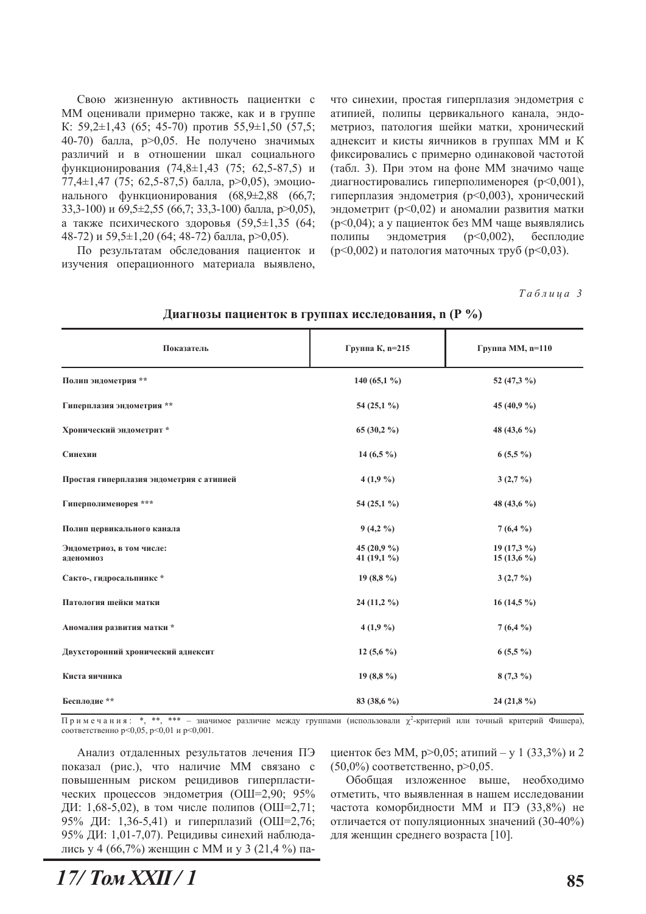Свою жизненную активность пациентки с ММ оценивали примерно также, как и в группе К: 59,2±1,43 (65; 45-70) против 55,9±1,50 (57,5; 40-70) балла, p>0,05. Не получено значимых различий и в отношении шкал социального функционирования (74,8±1,43 (75; 62,5-87,5) и 77,4±1,47 (75; 62,5-87,5) балла, p>0,05), эмоционального функционирования (68,9±2,88 (66,7; 33,3-100) и 69,5±2,55 (66,7; 33,3-100) балла, p>0,05), а также психического здоровья (59,5±1,35 (64; 48-72) и 59,5±1,20 (64; 48-72) балла, p>0,05).

По результатам обследования пациенток и изучения операционного материала выявлено, что синехии, простая гиперплазия эндометрия с атипией, полипы цервикального канала, эндометриоз, патология шейки матки, хронический аднексит и кисты яичников в группах ММ и К фиксировались с примерно одинаковой частотой (табл. 3). При этом на фоне ММ значимо чаще диагностировались гиперполименорея (p<0,001), гиперплазия эндометрия (p<0,003), хронический эндометрит (p<0,02) и аномалии развития матки (p<0,04); а у пациенток без ММ чаще выявлялись полипы эндометрия (p<0,002), бесплодие (p<0,002) и патология маточных труб (p<0,03).

*Таблица 3*

**Диагнозы пациенток в группах исследования, n (P %)**

| Показатель | Группа К, n=215 | Группа ММ, n=110 |
|---|---|---|
| Полип эндометрия ** | 140 (65,1 %) | 52 (47,3 %) |
| Гиперплазия эндометрия ** | 54 (25,1 %) | 45 (40,9 %) |
| Хронический эндометрит * | 65 (30,2 %) | 48 (43,6 %) |
| Синехии | 14 (6,5 %) | 6 (5,5 %) |
| Простая гиперплазия эндометрия с атипией | 4 (1,9 %) | 3 (2,7 %) |
| Гиперполименорея *** | 54 (25,1 %) | 48 (43,6 %) |
| Полип цервикального канала | 9 (4,2 %) | 7 (6,4 %) |
| Эндометриоз, в том числе: | 45 (20,9 %) | 19 (17,3 %) |
| аденомиоз | 41 (19,1 %) | 15 (13,6 %) |
| Сакто-, гидросальпинкс * | 19 (8,8 %) | 3 (2,7 %) |
| Патология шейки матки | 24 (11,2 %) | 16 (14,5 %) |
| Аномалия развития матки * | 4 (1,9 %) | 7 (6,4 %) |
| Двухсторонний хронический аднексит | 12 (5,6 %) | 6 (5,5 %) |
| Киста яичника | 19 (8,8 %) | 8 (7,3 %) |
| Бесплодие ** | 83 (38,6 %) | 24 (21,8 %) |

Примечания: *, **, *** – значимое различие между группами (использовали $\chi^2$-критерий или точный критерий Фишера), соответственно p<0,05, p<0,01 и p<0,001.

Анализ отдаленных результатов лечения ПЭ показал (рис.), что наличие ММ связано с повышенным риском рецидивов гиперпластических процессов эндометрия (ОШ=2,90; 95% ДИ: 1,68-5,02), в том числе полипов (ОШ=2,71; 95% ДИ: 1,36-5,41) и гиперплазий (ОШ=2,76; 95% ДИ: 1,01-7,07). Рецидивы синехий наблюдались у 4 (66,7%) женщин с ММ и у 3 (21,4 %) пациенток без ММ, p>0,05; атипий – у 1 (33,3%) и 2 (50,0%) соответственно, p>0,05.

Обобщая изложенное выше, необходимо отметить, что выявленная в нашем исследовании частота коморбидности ММ и ПЭ (33,8%) не отличается от популяционных значений (30-40%) для женщин среднего возраста [10].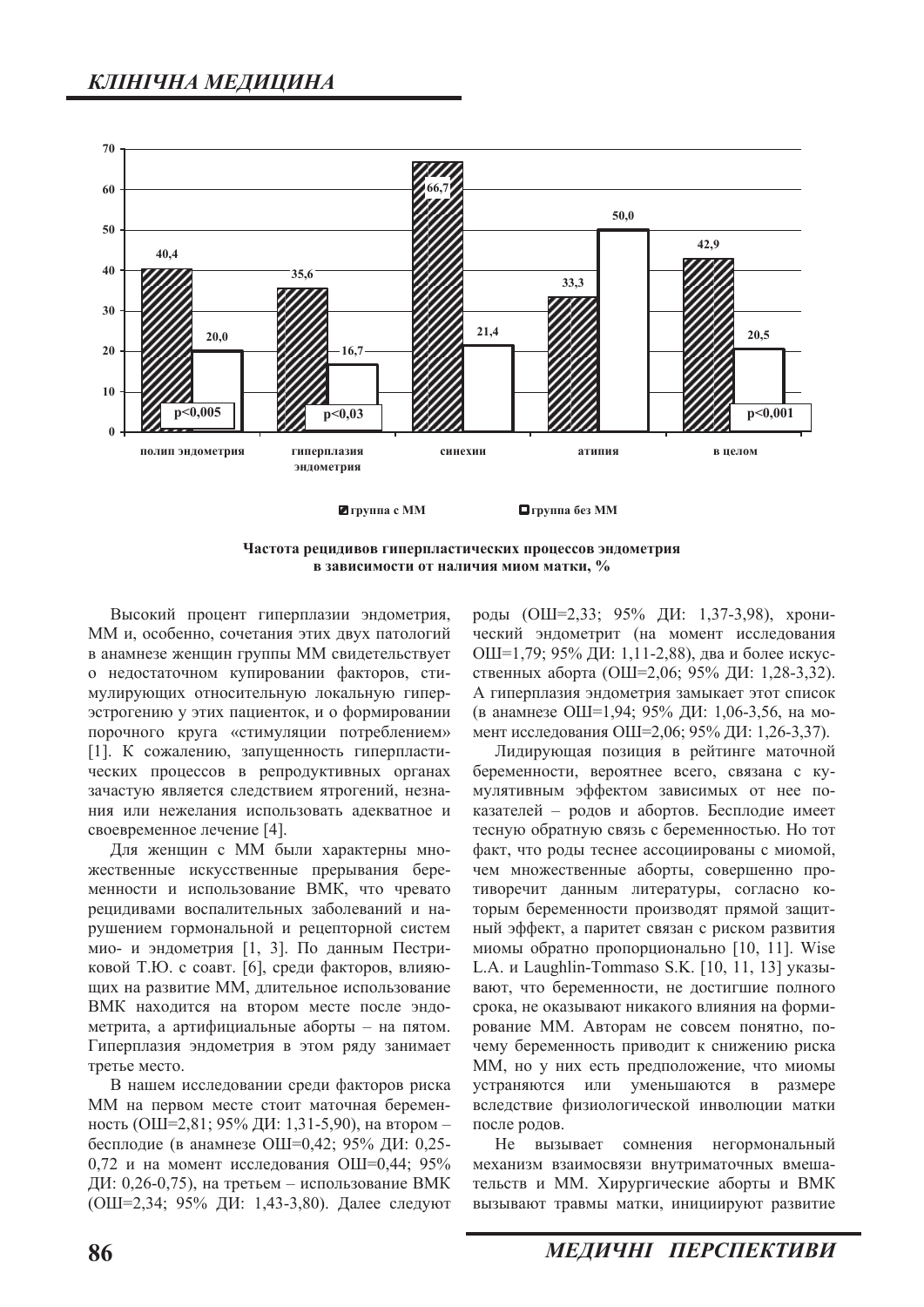| | полип эндометрия | гиперплазия эндометрия | синехии | атипия | в целом |
|---|---|---|---|---|---|
| группа с ММ | 40,4 | 35,6 | 66,7 | 33,3 | 42,9 |
| группа без ММ | 20,0 | 16,7 | 21,4 | 50,0 | 20,5 |
| | p<0,005 | p<0,03 | | | p<0,001 |

**Частота рецидивов гиперпластических процессов эндометрия в зависимости от наличия миом матки, %**

Высокий процент гиперплазии эндометрия, ММ и, особенно, сочетания этих двух патологий в анамнезе женщин группы ММ свидетельствует о недостаточном купировании факторов, стимулирующих относительную локальную гиперэстрогению у этих пациенток, и о формировании порочного круга «стимуляции потреблением» [1]. К сожалению, запущенность гиперпластических процессов в репродуктивных органах зачастую является следствием ятрогений, незнания или нежелания использовать адекватное и своевременное лечение [4].

Для женщин с ММ были характерны множественные искусственные прерывания беременности и использование ВМК, что чревато рецидивами воспалительных заболеваний и нарушением гормональной и рецепторной систем мио- и эндометрия [1, 3]. По данным Пестриковой Т.Ю. с соавт. [6], среди факторов, влияющих на развитие ММ, длительное использование ВМК находится на втором месте после эндометрита, а артифициальные аборты – на пятом. Гиперплазия эндометрия в этом ряду занимает третье место.

В нашем исследовании среди факторов риска ММ на первом месте стоит маточная беременность (ОШ=2,81; 95% ДИ: 1,31-5,90), на втором – бесплодие (в анамнезе ОШ=0,42; 95% ДИ: 0,25-0,72 и на момент исследования ОШ=0,44; 95% ДИ: 0,26-0,75), на третьем – использование ВМК (ОШ=2,34; 95% ДИ: 1,43-3,80). Далее следуют роды (ОШ=2,33; 95% ДИ: 1,37-3,98), хронический эндометрит (на момент исследования ОШ=1,79; 95% ДИ: 1,11-2,88), два и более искусственных аборта (ОШ=2,06; 95% ДИ: 1,28-3,32). А гиперплазия эндометрия замыкает этот список (в анамнезе ОШ=1,94; 95% ДИ: 1,06-3,56, на момент исследования ОШ=2,06; 95% ДИ: 1,26-3,37).

Лидирующая позиция в рейтинге маточной беременности, вероятнее всего, связана с кумулятивным эффектом зависимых от нее показателей – родов и абортов. Бесплодие имеет тесную обратную связь с беременностью. Но тот факт, что роды теснее ассоциированы с миомой, чем множественные аборты, совершенно противоречит данным литературы, согласно которым беременности производят прямой защитный эффект, а паритет связан с риском развития миомы обратно пропорционально [10, 11]. Wise L.A. и Laughlin-Tommaso S.K. [10, 11, 13] указывают, что беременности, не достигшие полного срока, не оказывают никакого влияния на формирование ММ. Авторам не совсем понятно, почему беременность приводит к снижению риска ММ, но у них есть предположение, что миомы устраняются или уменьшаются в размере вследствие физиологической инволюции матки после родов.

Не вызывает сомнения негормональный механизм взаимосвязи внутриматочных вмешательств и ММ. Хирургические аборты и ВМК вызывают травмы матки, инициируют развитие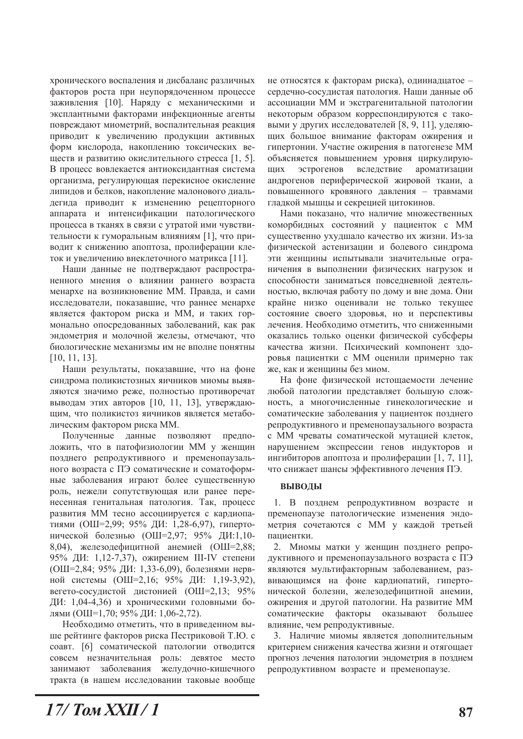хронического воспаления и дисбаланс различных факторов роста при неупорядоченном процессе заживления [10]. Наряду с механическими и эксплантными факторами инфекционные агенты повреждают миометрий, воспалительная реакция приводит к увеличению продукции активных форм кислорода, накоплению токсических веществ и развитию окислительного стресса [1, 5]. В процесс вовлекается антиоксидантная система организма, регулирующая перекисное окисление липидов и белков, накопление малонового диальдегида приводит к изменению рецепторного аппарата и интенсификации патологического процесса в тканях в связи с утратой ими чувствительности к гуморальным влияниям [1], что приводит к снижению апоптоза, пролиферации клеток и увеличению внеклеточного матрикса [11].

Наши данные не подтверждают распространенного мнения о влиянии раннего возраста менархе на возникновение ММ. Правда, и сами исследователи, показавшие, что раннее менархе является фактором риска и ММ, и таких гормонально опосредованных заболеваний, как рак эндометрия и молочной железы, отмечают, что биологические механизмы им не вполне понятны [10, 11, 13].

Наши результаты, показавшие, что на фоне синдрома поликистозных яичников миомы выявляются значимо реже, полностью противоречат выводам этих авторов [10, 11, 13], утверждающим, что поликистоз яичников является метаболическим фактором риска ММ.

Полученные данные позволяют предположить, что в патофизиологии ММ у женщин позднего репродуктивного и пременопаузального возраста с ПЭ соматические и соматоформные заболевания играют более существенную роль, нежели сопутствующая или ранее перенесенная генитальная патология. Так, процесс развития ММ тесно ассоциируется с кардиопатиями (ОШ=2,99; 95% ДИ: 1,28-6,97), гипертонической болезнью (ОШ=2,97; 95% ДИ:1,10-8,04), железодефицитной анемией (ОШ=2,88; 95% ДИ: 1,12-7,37), ожирением III-IV степени (ОШ=2,84; 95% ДИ: 1,33-6,09), болезнями нервной системы (ОШ=2,16; 95% ДИ: 1,19-3,92), вегето-сосудистой дистонией (ОШ=2,13; 95% ДИ: 1,04-4,36) и хроническими головными болями (ОШ=1,70; 95% ДИ: 1,06-2,72).

Необходимо отметить, что в приведенном выше рейтинге факторов риска Пестриковой Т.Ю. с соавт. [6] соматической патологии отводится совсем незначительная роль: девятое место занимают заболевания желудочно-кишечного тракта (в нашем исследовании таковые вообще не относятся к факторам риска), одиннадцатое – сердечно-сосудистая патология. Наши данные об ассоциации ММ и экстрагенитальной патологии некоторым образом корреспондируются с таковыми у других исследователей [8, 9, 11], уделяющих большое внимание факторам ожирения и гипертонии. Участие ожирения в патогенезе ММ объясняется повышением уровня циркулирующих эстрогенов вследствие ароматизации андрогенов периферической жировой ткани, а повышенного кровяного давления – травмами гладкой мышцы и секрецией цитокинов.

Нами показано, что наличие множественных коморбидных состояний у пациенток с ММ существенно ухудшало качество их жизни. Из-за физической астенизации и болевого синдрома эти женщины испытывали значительные ограничения в выполнении физических нагрузок и способности заниматься повседневной деятельностью, включая работу по дому и вне дома. Они крайне низко оценивали не только текущее состояние своего здоровья, но и перспективы лечения. Необходимо отметить, что сниженными оказались только оценки физической субсферы качества жизни. Психический компонент здоровья пациентки с ММ оценили примерно так же, как и женщины без миом.

На фоне физической истощаемости лечение любой патологии представляет большую сложность, а многочисленные гинекологические и соматические заболевания у пациенток позднего репродуктивного и пременопаузального возраста с ММ чреваты соматической мутацией клеток, нарушением экспрессии генов индукторов и ингибиторов апоптоза и пролиферации [1, 7, 11], что снижает шансы эффективного лечения ПЭ.

## ВЫВОДЫ

1. В позднем репродуктивном возрасте и пременопаузе патологические изменения эндометрия сочетаются с ММ у каждой третьей пациентки.
2. Миомы матки у женщин позднего репродуктивного и пременопаузального возраста с ПЭ являются мультифакторным заболеванием, развивающимся на фоне кардиопатий, гипертонической болезни, железодефицитной анемии, ожирения и другой патологии. На развитие ММ соматические факторы оказывают большее влияние, чем репродуктивные.
3. Наличие миомы является дополнительным критерием снижения качества жизни и отягощает прогноз лечения патологии эндометрия в позднем репродуктивном возрасте и пременопаузе.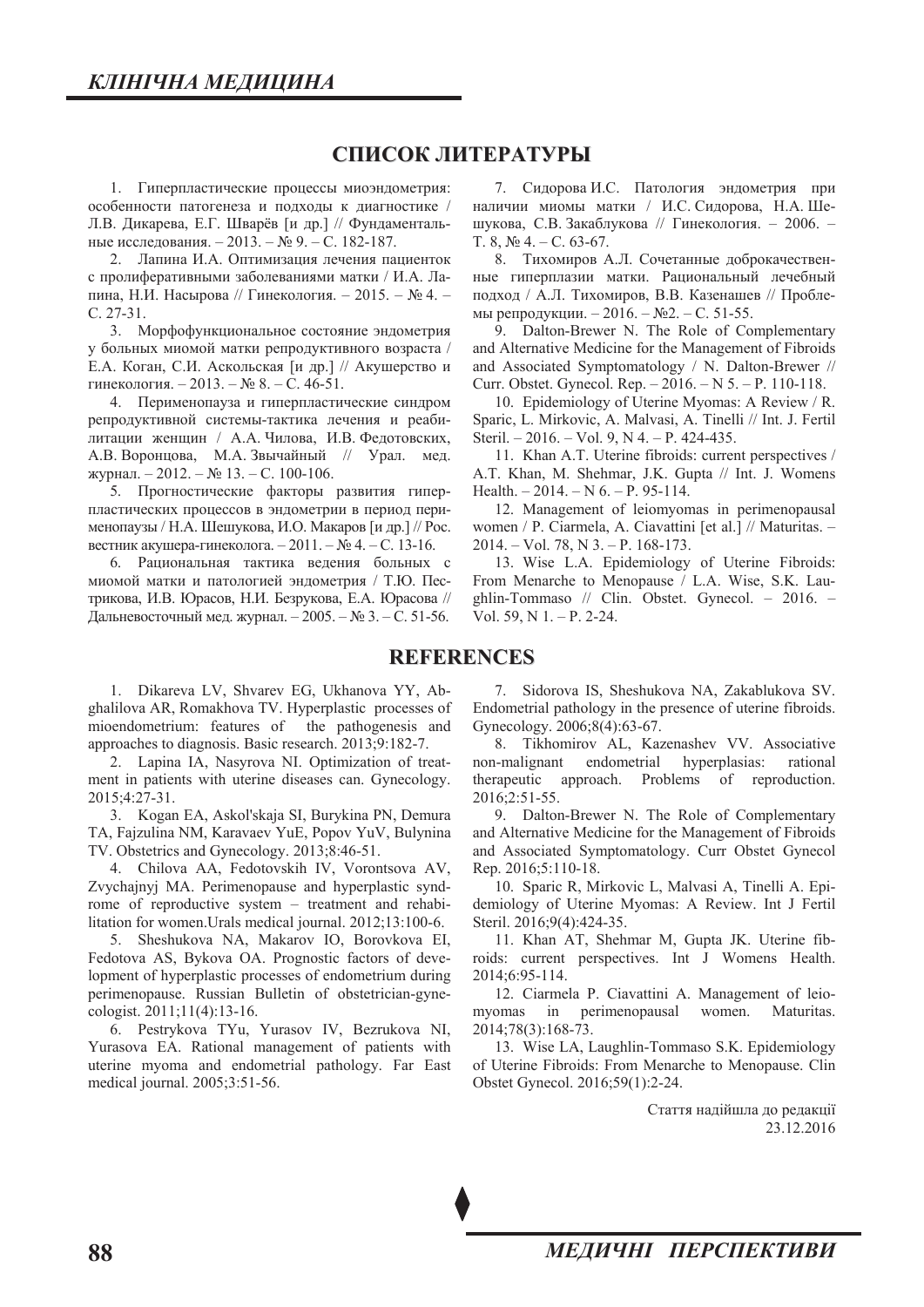## СПИСОК ЛИТЕРАТУРЫ

1. Гиперпластические процессы миоэндометрия: особенности патогенеза и подходы к диагностике / Л.В. Дикарева, Е.Г. Шварёв [и др.] // Фундаментальные исследования. – 2013. – № 9. – С. 182-187.
2. Лапина И.А. Оптимизация лечения пациенток с пролиферативными заболеваниями матки / И.А. Лапина, Н.И. Насырова // Гинекология. – 2015. – № 4. – С. 27-31.
3. Морфофункциональное состояние эндометрия у больных миомой матки репродуктивного возраста / Е.А. Коган, С.И. Аскольская [и др.] // Акушерство и гинекология. – 2013. – № 8. – С. 46-51.
4. Перименопауза и гиперпластические синдром репродуктивной системы-тактика лечения и реабилитации женщин / А.А. Чилова, И.В. Федотовских, А.В. Воронцова, М.А. Звычайный // Урал. мед. журнал. – 2012. – № 13. – С. 100-106.
5. Прогностические факторы развития гиперпластических процессов в эндометрии в период перименопаузы / Н.А. Шешукова, И.О. Макаров [и др.] // Рос. вестник акушера-гинеколога. – 2011. – № 4. – С. 13-16.
6. Рациональная тактика ведения больных с миомой матки и патологией эндометрия / Т.Ю. Пестрикова, И.В. Юрасов, Н.И. Безрукова, Е.А. Юрасова // Дальневосточный мед. журнал. – 2005. – № 3. – С. 51-56.
7. Сидорова И.С. Патология эндометрия при наличии миомы матки / И.С. Сидорова, Н.А. Шешукова, С.В. Закаблукова // Гинекология. – 2006. – Т. 8, № 4. – С. 63-67.
8. Тихомиров А.Л. Сочетанные доброкачественные гиперплазии матки. Рациональный лечебный подход / А.Л. Тихомиров, В.В. Казенашев // Проблемы репродукции. – 2016. – №2. – С. 51-55.
9. Dalton-Brewer N. The Role of Complementary and Alternative Medicine for the Management of Fibroids and Associated Symptomatology / N. Dalton-Brewer // Curr. Obstet. Gynecol. Rep. – 2016. – N 5. – P. 110-118.
10. Epidemiology of Uterine Myomas: A Review / R. Sparic, L. Mirkovic, A. Malvasi, A. Tinelli // Int. J. Fertil Steril. – 2016. – Vol. 9, N 4. – P. 424-435.
11. Khan A.T. Uterine fibroids: current perspectives / A.T. Khan, M. Shehmar, J.K. Gupta // Int. J. Womens Health. – 2014. – N 6. – P. 95-114.
12. Management of leiomyomas in perimenopausal women / P. Ciarmela, A. Ciavattini [et al.] // Maturitas. – 2014. – Vol. 78, N 3. – P. 168-173.
13. Wise L.A. Epidemiology of Uterine Fibroids: From Menarche to Menopause / L.A. Wise, S.K. Laughlin-Tommaso // Clin. Obstet. Gynecol. – 2016. – Vol. 59, N 1. – P. 2-24.

## REFERENCES

1. Dikareva LV, Shvarev EG, Ukhanova YY, Abghalilova AR, Romakhova TV. Hyperplastic processes of mioendometrium: features of the pathogenesis and approaches to diagnosis. Basic research. 2013;9:182-7.
2. Lapina IA, Nasyrova NI. Optimization of treatment in patients with uterine diseases can. Gynecology. 2015;4:27-31.
3. Kogan EA, Askol'skaja SI, Burykina PN, Demura TA, Fajzulina NM, Karavaev YuE, Popov YuV, Bulynina TV. Obstetrics and Gynecology. 2013;8:46-51.
4. Chilova AA, Fedotovskih IV, Vorontsova AV, Zvychajnyj MA. Perimenopause and hyperplastic syndrome of reproductive system – treatment and rehabilitation for women.Urals medical journal. 2012;13:100-6.
5. Sheshukova NA, Makarov IO, Borovkova EI, Fedotova AS, Bykova OA. Prognostic factors of development of hyperplastic processes of endometrium during perimenopause. Russian Bulletin of obstetrician-gynecologist. 2011;11(4):13-16.
6. Pestrykova TYu, Yurasov IV, Bezrukova NI, Yurasova EA. Rational management of patients with uterine myoma and endometrial pathology. Far East medical journal. 2005;3:51-56.
7. Sidorova IS, Sheshukova NA, Zakablukova SV. Endometrial pathology in the presence of uterine fibroids. Gynecology. 2006;8(4):63-67.
8. Tikhomirov AL, Kazenashev VV. Associative non-malignant endometrial hyperplasias: rational therapeutic approach. Problems of reproduction. 2016;2:51-55.
9. Dalton-Brewer N. The Role of Complementary and Alternative Medicine for the Management of Fibroids and Associated Symptomatology. Curr Obstet Gynecol Rep. 2016;5:110-18.
10. Sparic R, Mirkovic L, Malvasi A, Tinelli A. Epidemiology of Uterine Myomas: A Review. Int J Fertil Steril. 2016;9(4):424-35.
11. Khan AT, Shehmar M, Gupta JK. Uterine fibroids: current perspectives. Int J Womens Health. 2014;6:95-114.
12. Ciarmela P. Ciavattini A. Management of leiomyomas in perimenopausal women. Maturitas. 2014;78(3):168-73.
13. Wise LA, Laughlin-Tommaso S.K. Epidemiology of Uterine Fibroids: From Menarche to Menopause. Clin Obstet Gynecol. 2016;59(1):2-24.

Стаття надійшла до редакції
23.12.2016